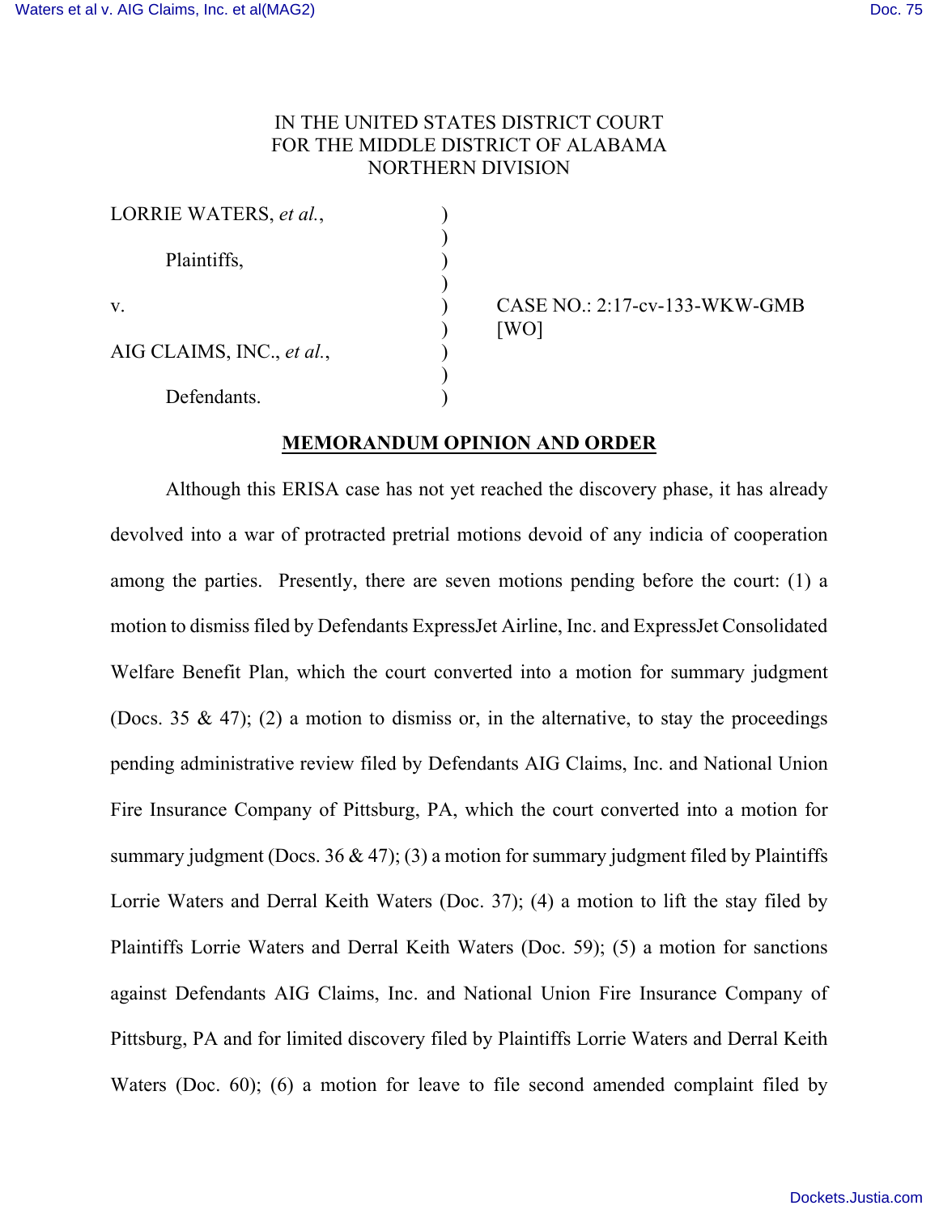IN THE UNITED STATES DISTRICT COURT
FOR THE MIDDLE DISTRICT OF ALABAMA
NORTHERN DIVISION

| | | |
|---|---|---|
| LORRIE WATERS, *et al.*, | ) | |
| | ) | |
| Plaintiffs, | ) | |
| | ) | |
| v. | ) | CASE NO.: 2:17-cv-133-WKW-GMB |
| | ) | [WO] |
| AIG CLAIMS, INC., *et al.*, | ) | |
| | ) | |
| Defendants. | ) | |

**MEMORANDUM OPINION AND ORDER**

Although this ERISA case has not yet reached the discovery phase, it has already devolved into a war of protracted pretrial motions devoid of any indicia of cooperation among the parties. Presently, there are seven motions pending before the court: (1) a motion to dismiss filed by Defendants ExpressJet Airline, Inc. and ExpressJet Consolidated Welfare Benefit Plan, which the court converted into a motion for summary judgment (Docs. 35 & 47); (2) a motion to dismiss or, in the alternative, to stay the proceedings pending administrative review filed by Defendants AIG Claims, Inc. and National Union Fire Insurance Company of Pittsburg, PA, which the court converted into a motion for summary judgment (Docs. 36 & 47); (3) a motion for summary judgment filed by Plaintiffs Lorrie Waters and Derral Keith Waters (Doc. 37); (4) a motion to lift the stay filed by Plaintiffs Lorrie Waters and Derral Keith Waters (Doc. 59); (5) a motion for sanctions against Defendants AIG Claims, Inc. and National Union Fire Insurance Company of Pittsburg, PA and for limited discovery filed by Plaintiffs Lorrie Waters and Derral Keith Waters (Doc. 60); (6) a motion for leave to file second amended complaint filed by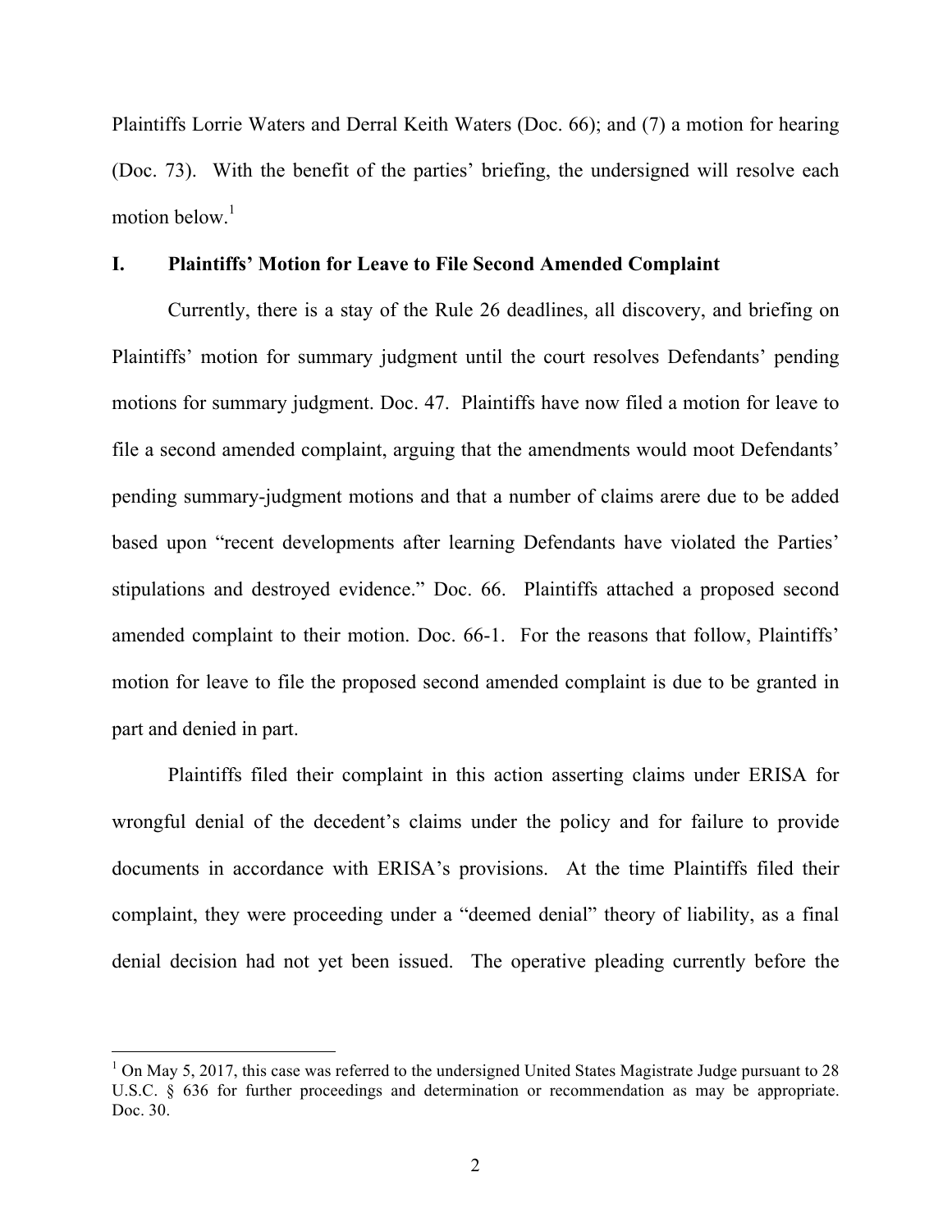Plaintiffs Lorrie Waters and Derral Keith Waters (Doc. 66); and (7) a motion for hearing (Doc. 73). With the benefit of the parties' briefing, the undersigned will resolve each motion below.[1]

## I. Plaintiffs' Motion for Leave to File Second Amended Complaint

Currently, there is a stay of the Rule 26 deadlines, all discovery, and briefing on Plaintiffs' motion for summary judgment until the court resolves Defendants' pending motions for summary judgment. Doc. 47. Plaintiffs have now filed a motion for leave to file a second amended complaint, arguing that the amendments would moot Defendants' pending summary-judgment motions and that a number of claims arere due to be added based upon "recent developments after learning Defendants have violated the Parties' stipulations and destroyed evidence." Doc. 66. Plaintiffs attached a proposed second amended complaint to their motion. Doc. 66-1. For the reasons that follow, Plaintiffs' motion for leave to file the proposed second amended complaint is due to be granted in part and denied in part.

Plaintiffs filed their complaint in this action asserting claims under ERISA for wrongful denial of the decedent's claims under the policy and for failure to provide documents in accordance with ERISA's provisions. At the time Plaintiffs filed their complaint, they were proceeding under a "deemed denial" theory of liability, as a final denial decision had not yet been issued. The operative pleading currently before the

---

[1] On May 5, 2017, this case was referred to the undersigned United States Magistrate Judge pursuant to 28 U.S.C. § 636 for further proceedings and determination or recommendation as may be appropriate. Doc. 30.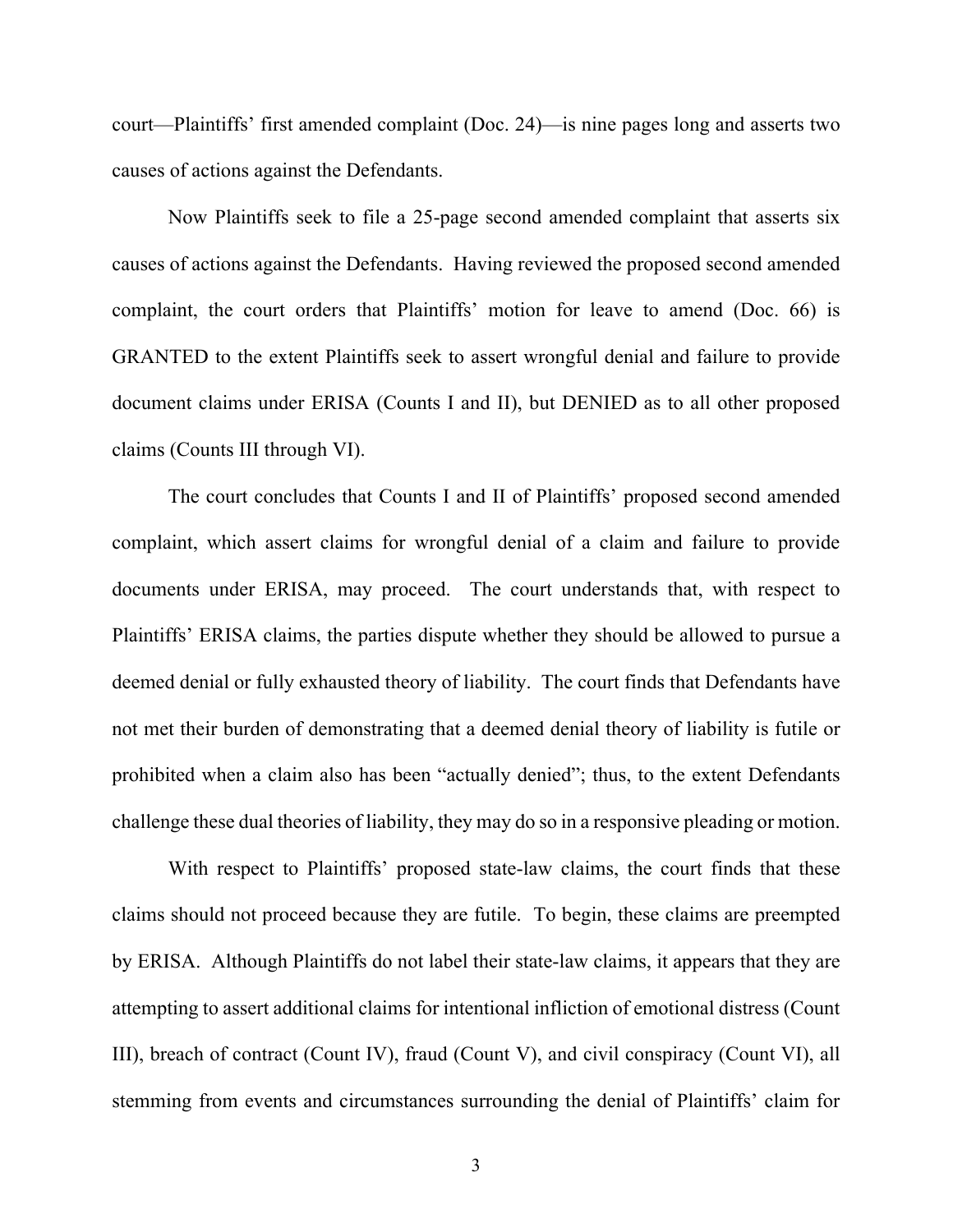court—Plaintiffs' first amended complaint (Doc. 24)—is nine pages long and asserts two causes of actions against the Defendants.

Now Plaintiffs seek to file a 25-page second amended complaint that asserts six causes of actions against the Defendants. Having reviewed the proposed second amended complaint, the court orders that Plaintiffs' motion for leave to amend (Doc. 66) is GRANTED to the extent Plaintiffs seek to assert wrongful denial and failure to provide document claims under ERISA (Counts I and II), but DENIED as to all other proposed claims (Counts III through VI).

The court concludes that Counts I and II of Plaintiffs' proposed second amended complaint, which assert claims for wrongful denial of a claim and failure to provide documents under ERISA, may proceed. The court understands that, with respect to Plaintiffs' ERISA claims, the parties dispute whether they should be allowed to pursue a deemed denial or fully exhausted theory of liability. The court finds that Defendants have not met their burden of demonstrating that a deemed denial theory of liability is futile or prohibited when a claim also has been "actually denied"; thus, to the extent Defendants challenge these dual theories of liability, they may do so in a responsive pleading or motion.

With respect to Plaintiffs' proposed state-law claims, the court finds that these claims should not proceed because they are futile. To begin, these claims are preempted by ERISA. Although Plaintiffs do not label their state-law claims, it appears that they are attempting to assert additional claims for intentional infliction of emotional distress (Count III), breach of contract (Count IV), fraud (Count V), and civil conspiracy (Count VI), all stemming from events and circumstances surrounding the denial of Plaintiffs' claim for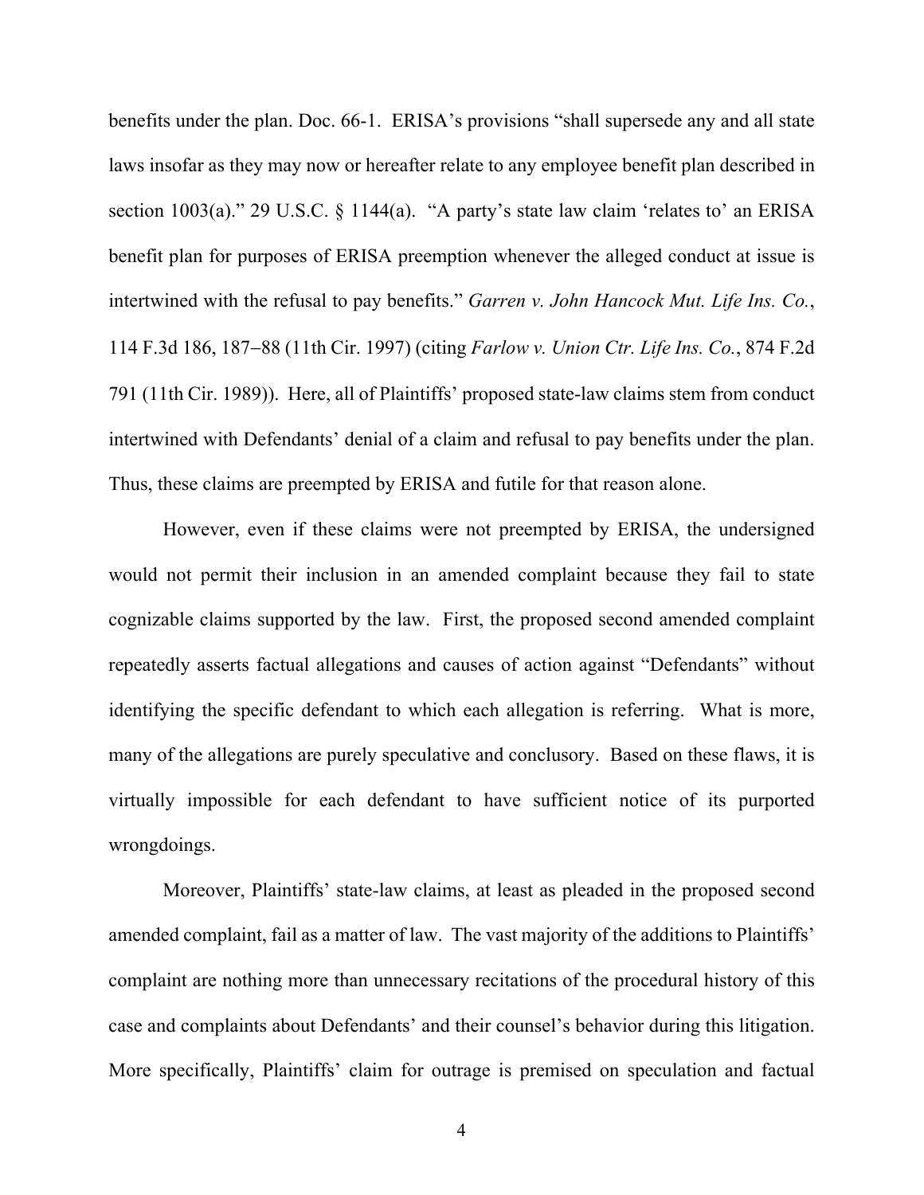benefits under the plan. Doc. 66-1. ERISA's provisions "shall supersede any and all state laws insofar as they may now or hereafter relate to any employee benefit plan described in section 1003(a)." 29 U.S.C. § 1144(a). "A party's state law claim 'relates to' an ERISA benefit plan for purposes of ERISA preemption whenever the alleged conduct at issue is intertwined with the refusal to pay benefits." *Garren v. John Hancock Mut. Life Ins. Co.*, 114 F.3d 186, 187–88 (11th Cir. 1997) (citing *Farlow v. Union Ctr. Life Ins. Co.*, 874 F.2d 791 (11th Cir. 1989)). Here, all of Plaintiffs' proposed state-law claims stem from conduct intertwined with Defendants' denial of a claim and refusal to pay benefits under the plan. Thus, these claims are preempted by ERISA and futile for that reason alone.

However, even if these claims were not preempted by ERISA, the undersigned would not permit their inclusion in an amended complaint because they fail to state cognizable claims supported by the law. First, the proposed second amended complaint repeatedly asserts factual allegations and causes of action against "Defendants" without identifying the specific defendant to which each allegation is referring. What is more, many of the allegations are purely speculative and conclusory. Based on these flaws, it is virtually impossible for each defendant to have sufficient notice of its purported wrongdoings.

Moreover, Plaintiffs' state-law claims, at least as pleaded in the proposed second amended complaint, fail as a matter of law. The vast majority of the additions to Plaintiffs' complaint are nothing more than unnecessary recitations of the procedural history of this case and complaints about Defendants' and their counsel's behavior during this litigation. More specifically, Plaintiffs' claim for outrage is premised on speculation and factual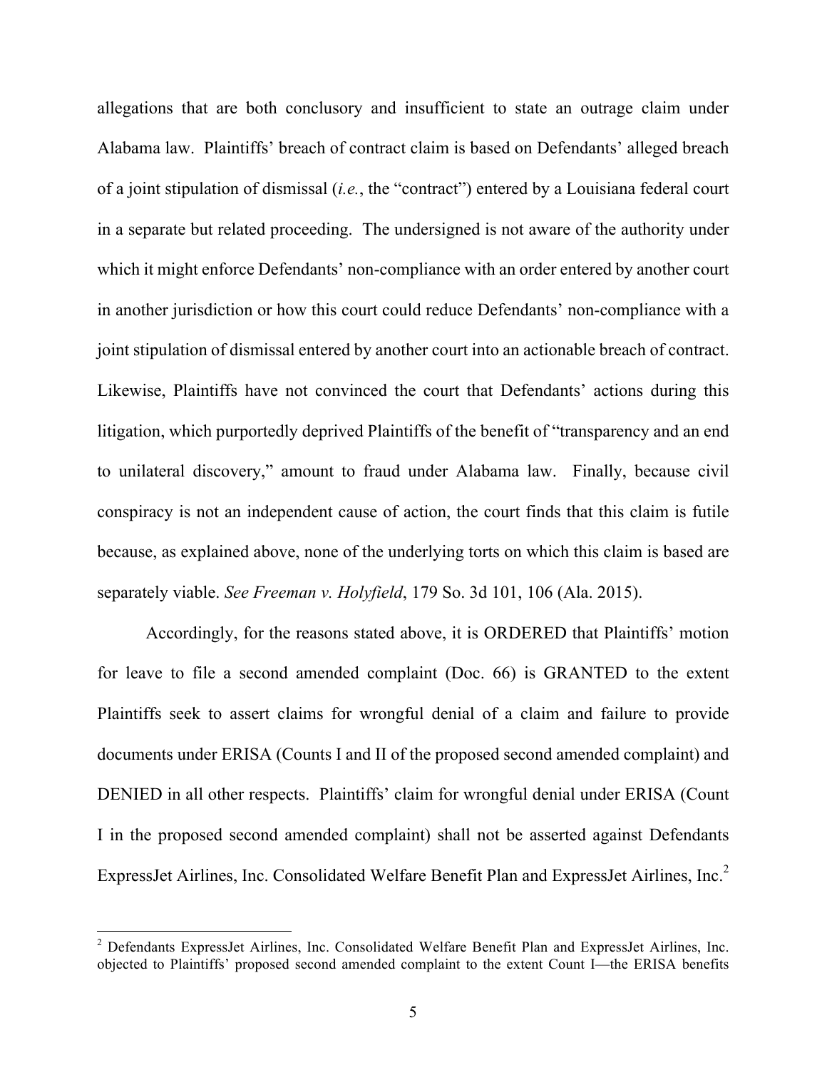allegations that are both conclusory and insufficient to state an outrage claim under Alabama law. Plaintiffs' breach of contract claim is based on Defendants' alleged breach of a joint stipulation of dismissal (*i.e.*, the "contract") entered by a Louisiana federal court in a separate but related proceeding. The undersigned is not aware of the authority under which it might enforce Defendants' non-compliance with an order entered by another court in another jurisdiction or how this court could reduce Defendants' non-compliance with a joint stipulation of dismissal entered by another court into an actionable breach of contract. Likewise, Plaintiffs have not convinced the court that Defendants' actions during this litigation, which purportedly deprived Plaintiffs of the benefit of "transparency and an end to unilateral discovery," amount to fraud under Alabama law. Finally, because civil conspiracy is not an independent cause of action, the court finds that this claim is futile because, as explained above, none of the underlying torts on which this claim is based are separately viable. *See Freeman v. Holyfield*, 179 So. 3d 101, 106 (Ala. 2015).

Accordingly, for the reasons stated above, it is ORDERED that Plaintiffs' motion for leave to file a second amended complaint (Doc. 66) is GRANTED to the extent Plaintiffs seek to assert claims for wrongful denial of a claim and failure to provide documents under ERISA (Counts I and II of the proposed second amended complaint) and DENIED in all other respects. Plaintiffs' claim for wrongful denial under ERISA (Count I in the proposed second amended complaint) shall not be asserted against Defendants ExpressJet Airlines, Inc. Consolidated Welfare Benefit Plan and ExpressJet Airlines, Inc.[2]

---

[2] Defendants ExpressJet Airlines, Inc. Consolidated Welfare Benefit Plan and ExpressJet Airlines, Inc. objected to Plaintiffs' proposed second amended complaint to the extent Count I—the ERISA benefits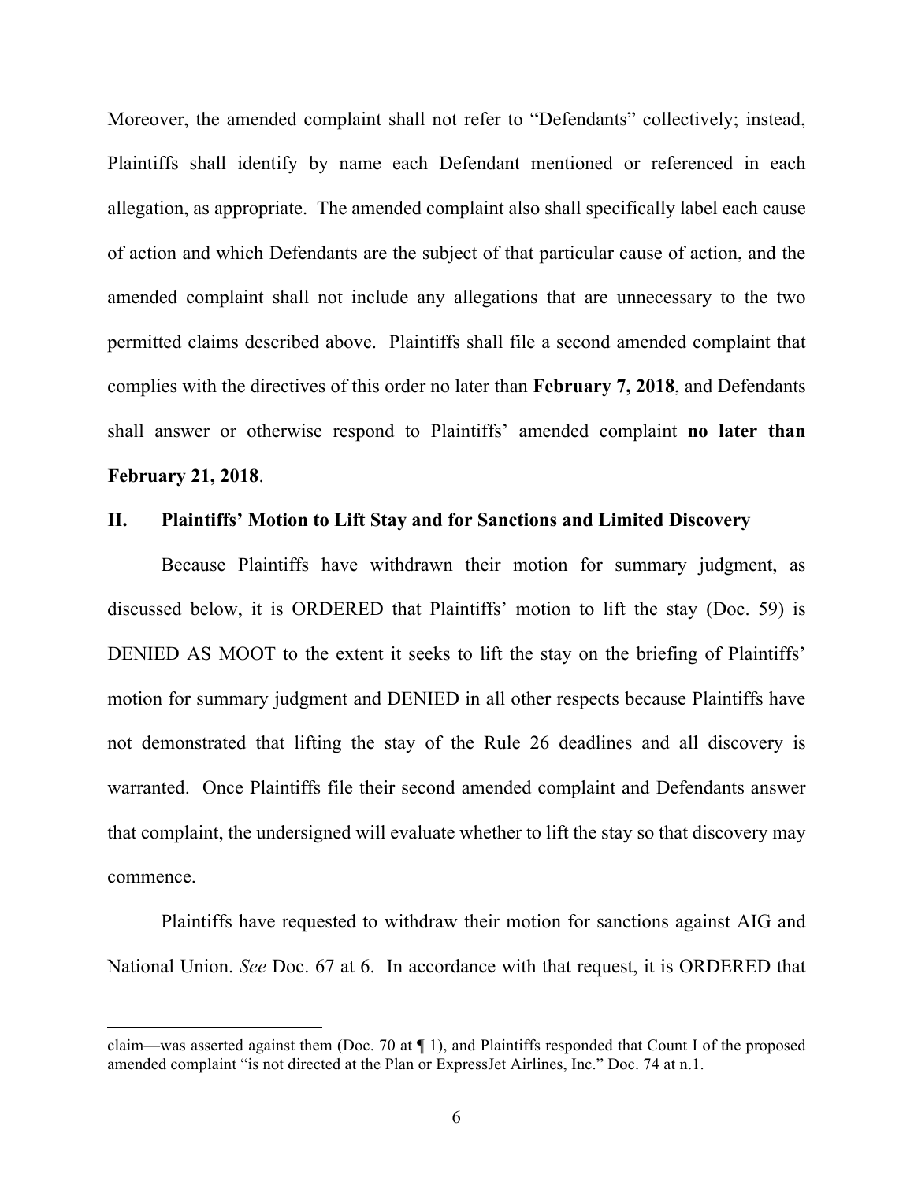Moreover, the amended complaint shall not refer to "Defendants" collectively; instead, Plaintiffs shall identify by name each Defendant mentioned or referenced in each allegation, as appropriate. The amended complaint also shall specifically label each cause of action and which Defendants are the subject of that particular cause of action, and the amended complaint shall not include any allegations that are unnecessary to the two permitted claims described above. Plaintiffs shall file a second amended complaint that complies with the directives of this order no later than **February 7, 2018**, and Defendants shall answer or otherwise respond to Plaintiffs' amended complaint **no later than February 21, 2018**.

## II. Plaintiffs' Motion to Lift Stay and for Sanctions and Limited Discovery

Because Plaintiffs have withdrawn their motion for summary judgment, as discussed below, it is ORDERED that Plaintiffs' motion to lift the stay (Doc. 59) is DENIED AS MOOT to the extent it seeks to lift the stay on the briefing of Plaintiffs' motion for summary judgment and DENIED in all other respects because Plaintiffs have not demonstrated that lifting the stay of the Rule 26 deadlines and all discovery is warranted. Once Plaintiffs file their second amended complaint and Defendants answer that complaint, the undersigned will evaluate whether to lift the stay so that discovery may commence.

Plaintiffs have requested to withdraw their motion for sanctions against AIG and National Union. *See* Doc. 67 at 6. In accordance with that request, it is ORDERED that

---

claim—was asserted against them (Doc. 70 at ¶ 1), and Plaintiffs responded that Count I of the proposed amended complaint "is not directed at the Plan or ExpressJet Airlines, Inc." Doc. 74 at n.1.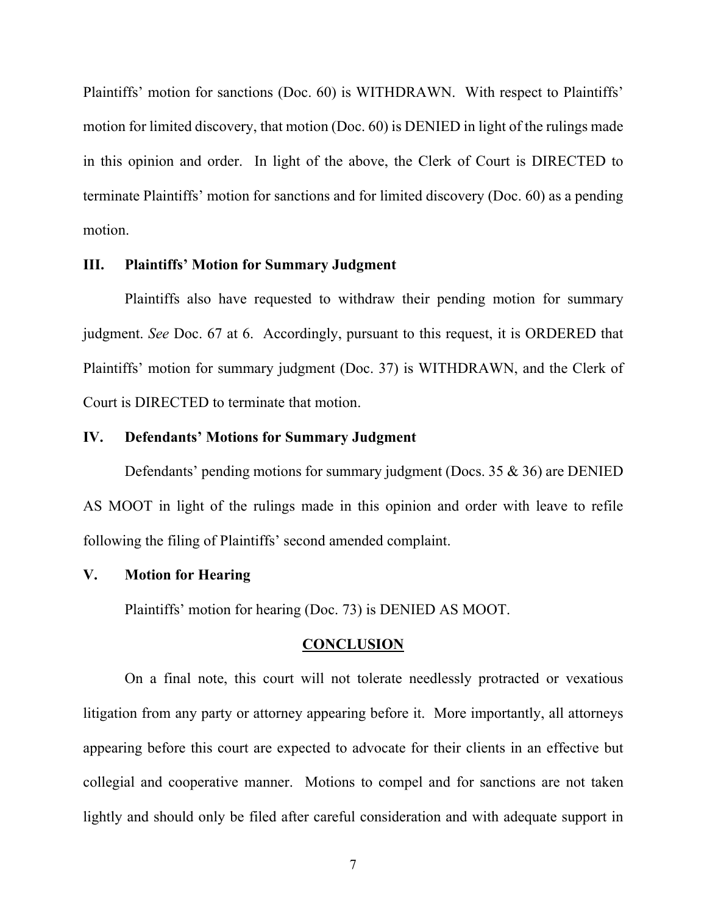Plaintiffs' motion for sanctions (Doc. 60) is WITHDRAWN. With respect to Plaintiffs' motion for limited discovery, that motion (Doc. 60) is DENIED in light of the rulings made in this opinion and order. In light of the above, the Clerk of Court is DIRECTED to terminate Plaintiffs' motion for sanctions and for limited discovery (Doc. 60) as a pending motion.

## III. Plaintiffs' Motion for Summary Judgment

Plaintiffs also have requested to withdraw their pending motion for summary judgment. *See* Doc. 67 at 6. Accordingly, pursuant to this request, it is ORDERED that Plaintiffs' motion for summary judgment (Doc. 37) is WITHDRAWN, and the Clerk of Court is DIRECTED to terminate that motion.

## IV. Defendants' Motions for Summary Judgment

Defendants' pending motions for summary judgment (Docs. 35 & 36) are DENIED AS MOOT in light of the rulings made in this opinion and order with leave to refile following the filing of Plaintiffs' second amended complaint.

## V. Motion for Hearing

Plaintiffs' motion for hearing (Doc. 73) is DENIED AS MOOT.

## CONCLUSION

On a final note, this court will not tolerate needlessly protracted or vexatious litigation from any party or attorney appearing before it. More importantly, all attorneys appearing before this court are expected to advocate for their clients in an effective but collegial and cooperative manner. Motions to compel and for sanctions are not taken lightly and should only be filed after careful consideration and with adequate support in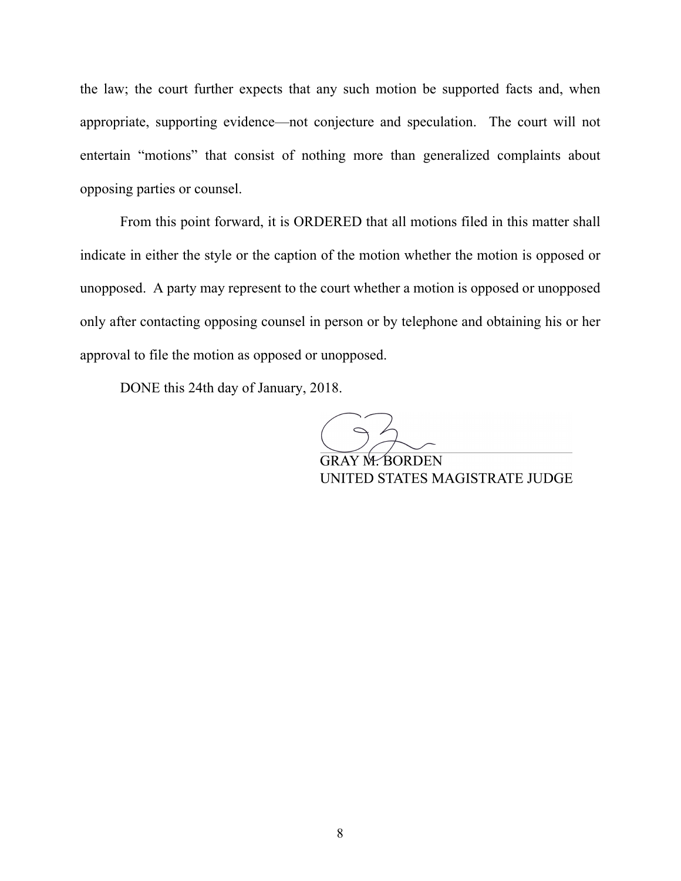the law; the court further expects that any such motion be supported facts and, when appropriate, supporting evidence—not conjecture and speculation. The court will not entertain "motions" that consist of nothing more than generalized complaints about opposing parties or counsel.

From this point forward, it is ORDERED that all motions filed in this matter shall indicate in either the style or the caption of the motion whether the motion is opposed or unopposed. A party may represent to the court whether a motion is opposed or unopposed only after contacting opposing counsel in person or by telephone and obtaining his or her approval to file the motion as opposed or unopposed.

DONE this 24th day of January, 2018.

GRAY M. BORDEN
UNITED STATES MAGISTRATE JUDGE